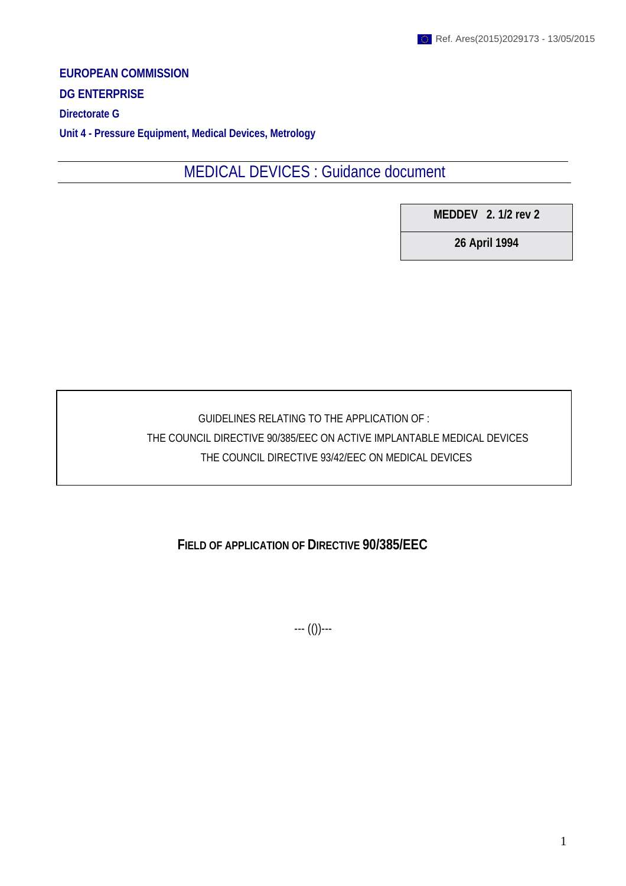Ref. Ares(2015)2029173 - 13/05/2015

**EUROPEAN COMMISSION**

**DG ENTERPRISE**

**Directorate G**

**Unit 4 - Pressure Equipment, Medical Devices, Metrology**

# MEDICAL DEVICES : Guidance document

| MEDDEV 2. 1/2 rev 2 |
|---|
| 26 April 1994 |

GUIDELINES RELATING TO THE APPLICATION OF :

THE COUNCIL DIRECTIVE 90/385/EEC ON ACTIVE IMPLANTABLE MEDICAL DEVICES

THE COUNCIL DIRECTIVE 93/42/EEC ON MEDICAL DEVICES

## FIELD OF APPLICATION OF DIRECTIVE 90/385/EEC

--- (())---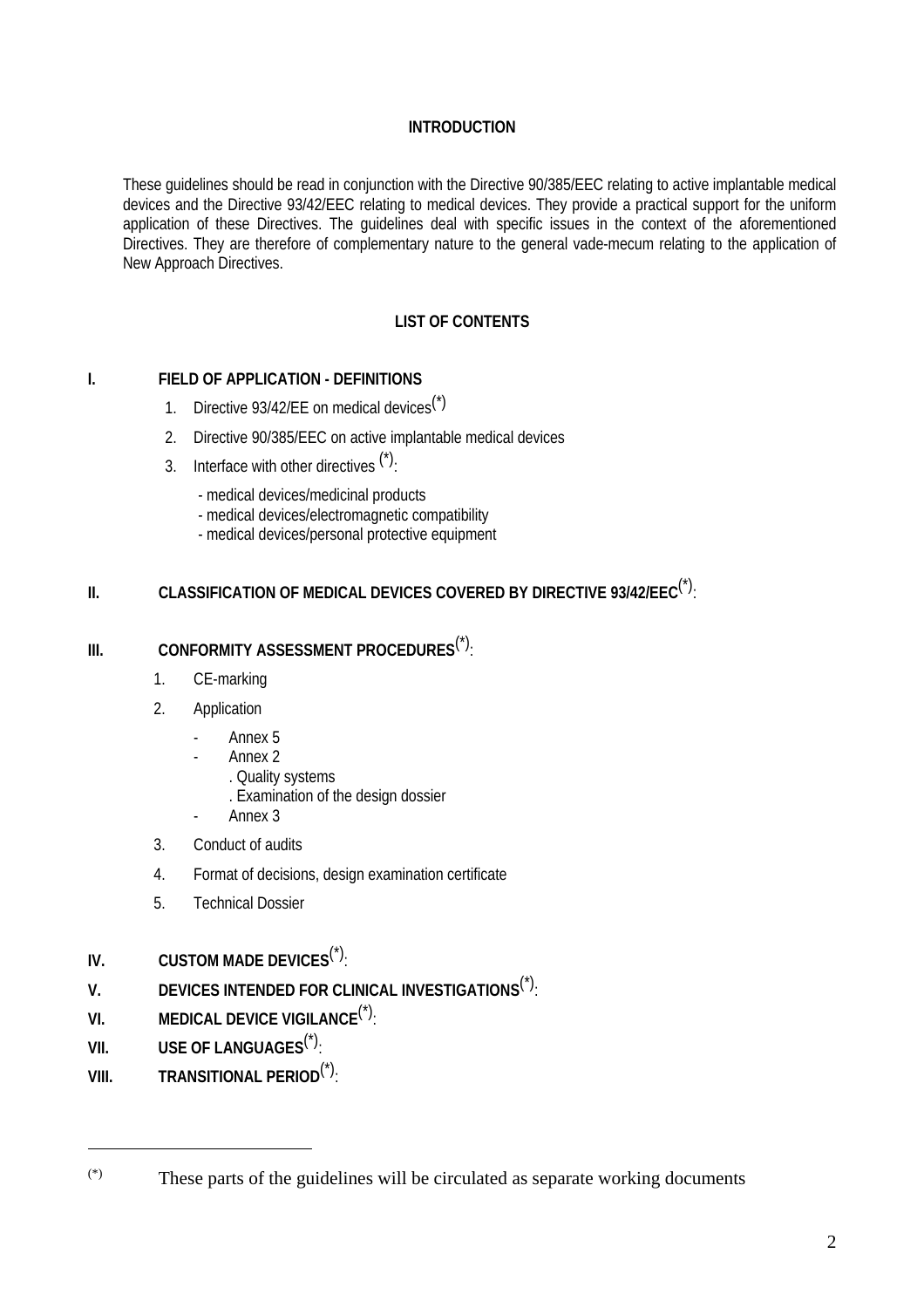## INTRODUCTION

These guidelines should be read in conjunction with the Directive 90/385/EEC relating to active implantable medical devices and the Directive 93/42/EEC relating to medical devices. They provide a practical support for the uniform application of these Directives. The guidelines deal with specific issues in the context of the aforementioned Directives. They are therefore of complementary nature to the general vade-mecum relating to the application of New Approach Directives.

## LIST OF CONTENTS

**I. FIELD OF APPLICATION - DEFINITIONS**

1. Directive 93/42/EE on medical devices(*)
2. Directive 90/385/EEC on active implantable medical devices
3. Interface with other directives (*):
   - medical devices/medicinal products
   - medical devices/electromagnetic compatibility
   - medical devices/personal protective equipment

**II. CLASSIFICATION OF MEDICAL DEVICES COVERED BY DIRECTIVE 93/42/EEC(*):**

**III. CONFORMITY ASSESSMENT PROCEDURES(*):**

1. CE-marking
2. Application
   - Annex 5
   - Annex 2
     - . Quality systems
     - . Examination of the design dossier
   - Annex 3
3. Conduct of audits
4. Format of decisions, design examination certificate
5. Technical Dossier

**IV. CUSTOM MADE DEVICES(*):**

**V. DEVICES INTENDED FOR CLINICAL INVESTIGATIONS(*):**

**VI. MEDICAL DEVICE VIGILANCE(*):**

**VII. USE OF LANGUAGES(*):**

**VIII. TRANSITIONAL PERIOD(*):**

---

(*) These parts of the guidelines will be circulated as separate working documents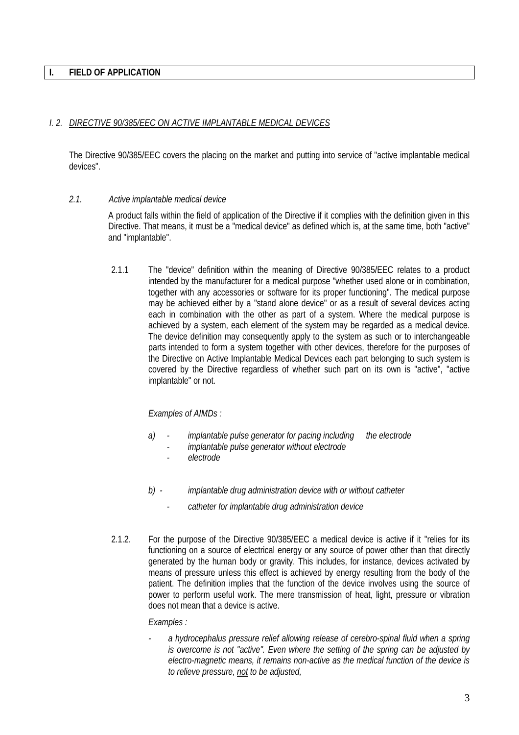# I. FIELD OF APPLICATION

## *I. 2. DIRECTIVE 90/385/EEC ON ACTIVE IMPLANTABLE MEDICAL DEVICES*

The Directive 90/385/EEC covers the placing on the market and putting into service of "active implantable medical devices".

### *2.1. Active implantable medical device*

A product falls within the field of application of the Directive if it complies with the definition given in this Directive. That means, it must be a "medical device" as defined which is, at the same time, both "active" and "implantable".

2.1.1 The "device" definition within the meaning of Directive 90/385/EEC relates to a product intended by the manufacturer for a medical purpose "whether used alone or in combination, together with any accessories or software for its proper functioning". The medical purpose may be achieved either by a "stand alone device" or as a result of several devices acting each in combination with the other as part of a system. Where the medical purpose is achieved by a system, each element of the system may be regarded as a medical device. The device definition may consequently apply to the system as such or to interchangeable parts intended to form a system together with other devices, therefore for the purposes of the Directive on Active Implantable Medical Devices each part belonging to such system is covered by the Directive regardless of whether such part on its own is "active", "active implantable" or not.

*Examples of AIMDs :*

*a)*
- *implantable pulse generator for pacing including the electrode*
- *implantable pulse generator without electrode*
- *electrode*

*b)*
- *implantable drug administration device with or without catheter*
- *catheter for implantable drug administration device*

2.1.2. For the purpose of the Directive 90/385/EEC a medical device is active if it "relies for its functioning on a source of electrical energy or any source of power other than that directly generated by the human body or gravity. This includes, for instance, devices activated by means of pressure unless this effect is achieved by energy resulting from the body of the patient. The definition implies that the function of the device involves using the source of power to perform useful work. The mere transmission of heat, light, pressure or vibration does not mean that a device is active.

*Examples :*

- *a hydrocephalus pressure relief allowing release of cerebro-spinal fluid when a spring is overcome is not "active". Even where the setting of the spring can be adjusted by electro-magnetic means, it remains non-active as the medical function of the device is to relieve pressure, <u>not</u> to be adjusted,*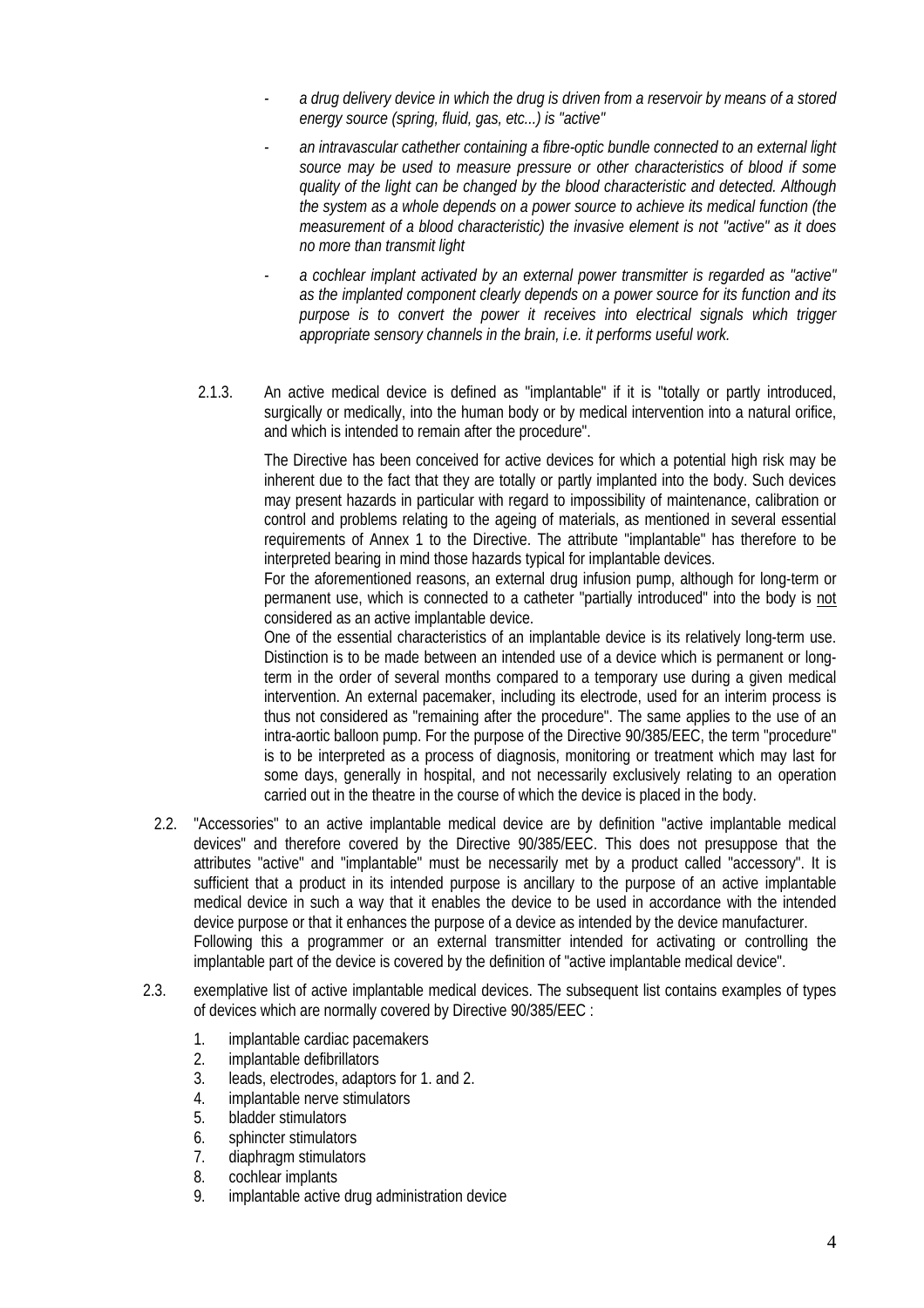- *a drug delivery device in which the drug is driven from a reservoir by means of a stored energy source (spring, fluid, gas, etc...) is "active"*
- *an intravascular cathether containing a fibre-optic bundle connected to an external light source may be used to measure pressure or other characteristics of blood if some quality of the light can be changed by the blood characteristic and detected. Although the system as a whole depends on a power source to achieve its medical function (the measurement of a blood characteristic) the invasive element is not "active" as it does no more than transmit light*
- *a cochlear implant activated by an external power transmitter is regarded as "active" as the implanted component clearly depends on a power source for its function and its purpose is to convert the power it receives into electrical signals which trigger appropriate sensory channels in the brain, i.e. it performs useful work.*

2.1.3. An active medical device is defined as "implantable" if it is "totally or partly introduced, surgically or medically, into the human body or by medical intervention into a natural orifice, and which is intended to remain after the procedure".

The Directive has been conceived for active devices for which a potential high risk may be inherent due to the fact that they are totally or partly implanted into the body. Such devices may present hazards in particular with regard to impossibility of maintenance, calibration or control and problems relating to the ageing of materials, as mentioned in several essential requirements of Annex 1 to the Directive. The attribute "implantable" has therefore to be interpreted bearing in mind those hazards typical for implantable devices.

For the aforementioned reasons, an external drug infusion pump, although for long-term or permanent use, which is connected to a catheter "partially introduced" into the body is <u>not</u> considered as an active implantable device.

One of the essential characteristics of an implantable device is its relatively long-term use. Distinction is to be made between an intended use of a device which is permanent or long-term in the order of several months compared to a temporary use during a given medical intervention. An external pacemaker, including its electrode, used for an interim process is thus not considered as "remaining after the procedure". The same applies to the use of an intra-aortic balloon pump. For the purpose of the Directive 90/385/EEC, the term "procedure" is to be interpreted as a process of diagnosis, monitoring or treatment which may last for some days, generally in hospital, and not necessarily exclusively relating to an operation carried out in the theatre in the course of which the device is placed in the body.

2.2. "Accessories" to an active implantable medical device are by definition "active implantable medical devices" and therefore covered by the Directive 90/385/EEC. This does not presuppose that the attributes "active" and "implantable" must be necessarily met by a product called "accessory". It is sufficient that a product in its intended purpose is ancillary to the purpose of an active implantable medical device in such a way that it enables the device to be used in accordance with the intended device purpose or that it enhances the purpose of a device as intended by the device manufacturer.

Following this a programmer or an external transmitter intended for activating or controlling the implantable part of the device is covered by the definition of "active implantable medical device".

2.3. exemplative list of active implantable medical devices. The subsequent list contains examples of types of devices which are normally covered by Directive 90/385/EEC :

1. implantable cardiac pacemakers
2. implantable defibrillators
3. leads, electrodes, adaptors for 1. and 2.
4. implantable nerve stimulators
5. bladder stimulators
6. sphincter stimulators
7. diaphragm stimulators
8. cochlear implants
9. implantable active drug administration device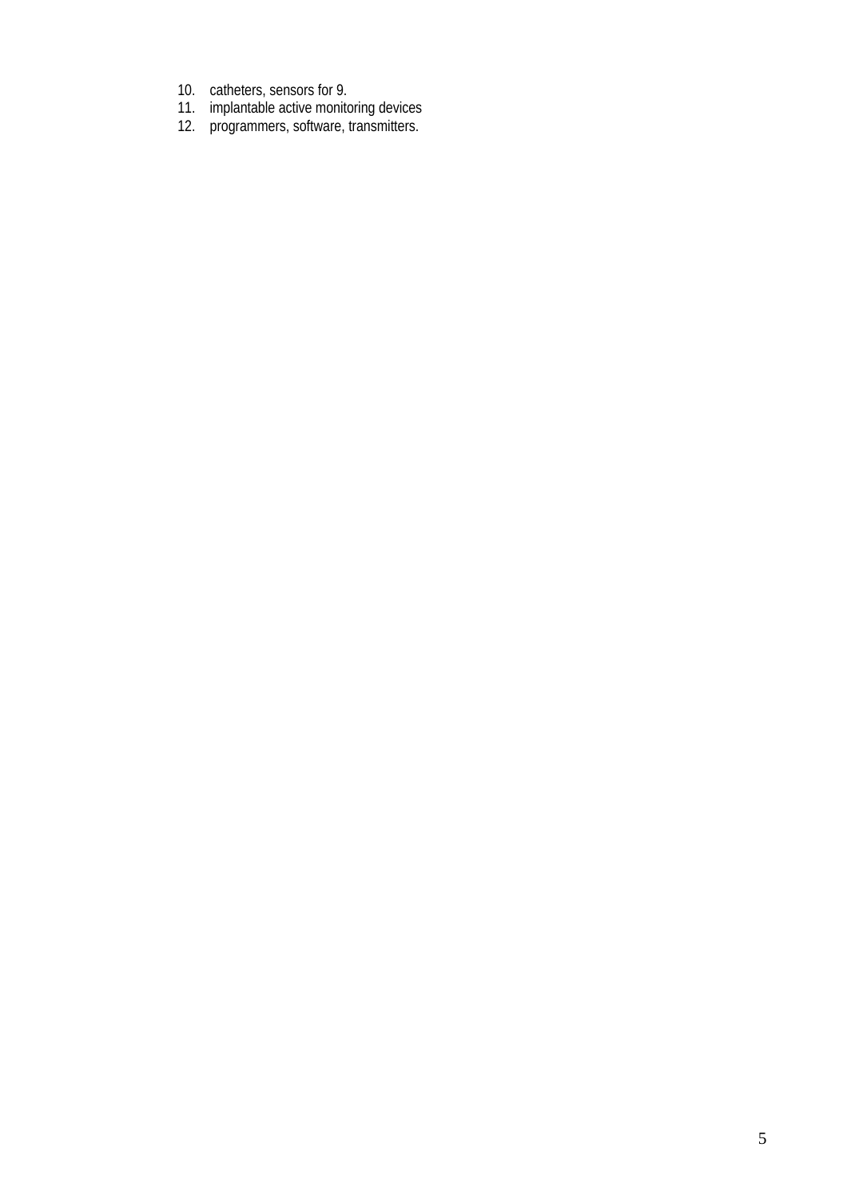10. catheters, sensors for 9.
11. implantable active monitoring devices
12. programmers, software, transmitters.